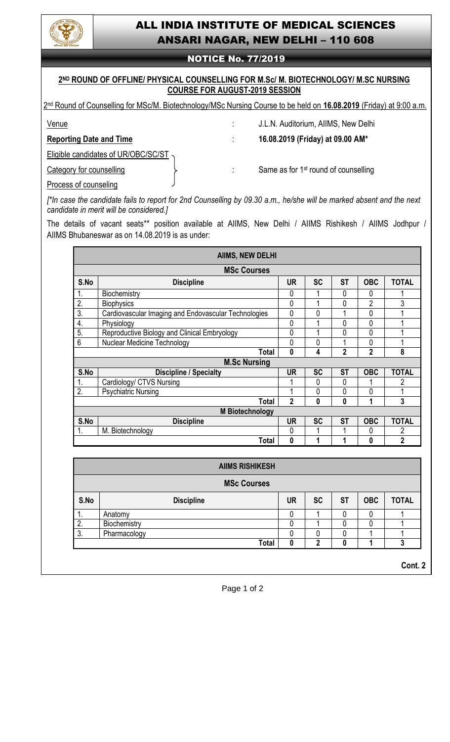# ALL INDIA INSTITUTE OF MEDICAL SCIENCES
# ANSARI NAGAR, NEW DELHI – 110 608

## NOTICE No. 77/2019

### 2[ND] ROUND OF OFFLINE/ PHYSICAL COUNSELLING FOR M.Sc/ M. BIOTECHNOLOGY/ M.SC NURSING COURSE FOR AUGUST-2019 SESSION

2[nd] Round of Counselling for MSc/M. Biotechnology/MSc Nursing Course to be held on **16.08.2019** (Friday) at 9:00 a.m.

Venue : J.L.N. Auditorium, AIIMS, New Delhi

**Reporting Date and Time** : **16.08.2019 (Friday) at 09.00 AM***

Eligible candidates of UR/OBC/SC/ST Category for counselling Process of counseling : Same as for 1[st] round of counselling

*[*In case the candidate fails to report for 2nd Counselling by 09.30 a.m., he/she will be marked absent and the next candidate in merit will be considered.]*

The details of vacant seats** position available at AIIMS, New Delhi / AIIMS Rishikesh / AIIMS Jodhpur / AIIMS Bhubaneswar as on 14.08.2019 is as under:

| AIIMS, NEW DELHI | | | | | | |
|---|---|---|---|---|---|---|
| **MSc Courses** | | | | | | |
| **S.No** | **Discipline** | **UR** | **SC** | **ST** | **OBC** | **TOTAL** |
| 1. | Biochemistry | 0 | 1 | 0 | 0 | 1 |
| 2. | Biophysics | 0 | 1 | 0 | 2 | 3 |
| 3. | Cardiovascular Imaging and Endovascular Technologies | 0 | 0 | 1 | 0 | 1 |
| 4. | Physiology | 0 | 1 | 0 | 0 | 1 |
| 5. | Reproductive Biology and Clinical Embryology | 0 | 1 | 0 | 0 | 1 |
| 6 | Nuclear Medicine Technology | 0 | 0 | 1 | 0 | 1 |
| | **Total** | **0** | **4** | **2** | **2** | **8** |
| **M.Sc Nursing** | | | | | | |
| **S.No** | **Discipline / Specialty** | **UR** | **SC** | **ST** | **OBC** | **TOTAL** |
| 1. | Cardiology/ CTVS Nursing | 1 | 0 | 0 | 1 | 2 |
| 2. | Psychiatric Nursing | 1 | 0 | 0 | 0 | 1 |
| | **Total** | **2** | **0** | **0** | **1** | **3** |
| **M Biotechnology** | | | | | | |
| **S.No** | **Discipline** | **UR** | **SC** | **ST** | **OBC** | **TOTAL** |
| 1. | M. Biotechnology | 0 | 1 | 1 | 0 | 2 |
| | **Total** | **0** | **1** | **1** | **0** | **2** |

| AIIMS RISHIKESH | | | | | | |
|---|---|---|---|---|---|---|
| **MSc Courses** | | | | | | |
| **S.No** | **Discipline** | **UR** | **SC** | **ST** | **OBC** | **TOTAL** |
| 1. | Anatomy | 0 | 1 | 0 | 0 | 1 |
| 2. | Biochemistry | 0 | 1 | 0 | 0 | 1 |
| 3. | Pharmacology | 0 | 0 | 0 | 1 | 1 |
| | **Total** | **0** | **2** | **0** | **1** | **3** |

**Cont. 2**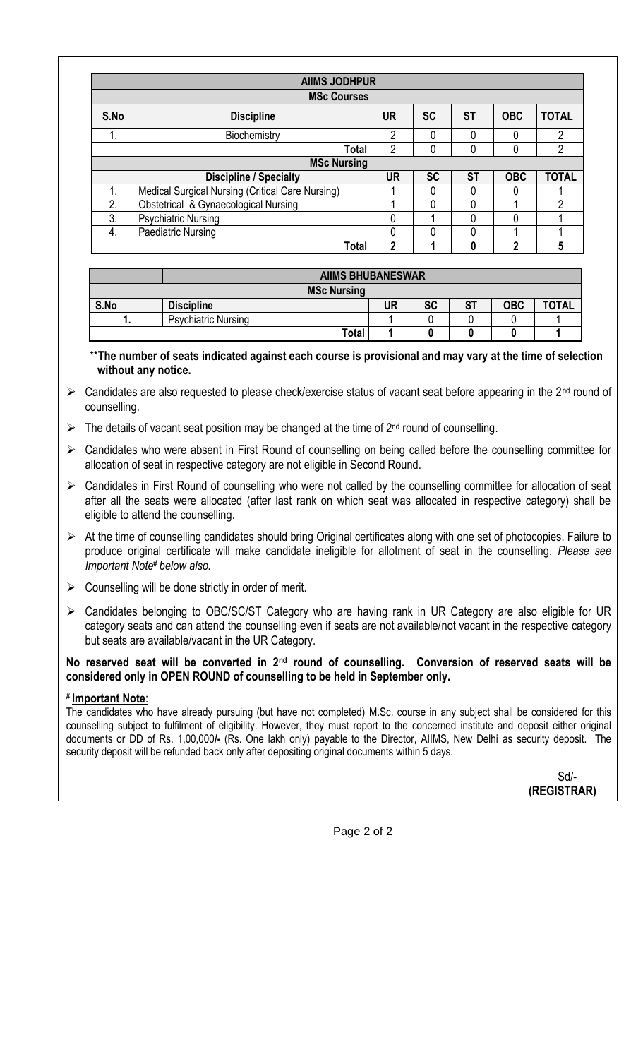| AIIMS JODHPUR | | | | | | |
|---|---|---|---|---|---|---|
| **MSc Courses** | | | | | | |
| **S.No** | **Discipline** | **UR** | **SC** | **ST** | **OBC** | **TOTAL** |
| 1. | Biochemistry | 2 | 0 | 0 | 0 | 2 |
| | Total | 2 | 0 | 0 | 0 | 2 |
| **MSc Nursing** | | | | | | |
| | **Discipline / Specialty** | **UR** | **SC** | **ST** | **OBC** | **TOTAL** |
| 1. | Medical Surgical Nursing (Critical Care Nursing) | 1 | 0 | 0 | 0 | 1 |
| 2. | Obstetrical & Gynaecological Nursing | 1 | 0 | 0 | 1 | 2 |
| 3. | Psychiatric Nursing | 0 | 1 | 0 | 0 | 1 |
| 4. | Paediatric Nursing | 0 | 0 | 0 | 1 | 1 |
| | **Total** | **2** | **1** | **0** | **2** | **5** |

| | AIIMS BHUBANESWAR | | | | | |
|---|---|---|---|---|---|---|
| **MSc Nursing** | | | | | | |
| **S.No** | **Discipline** | **UR** | **SC** | **ST** | **OBC** | **TOTAL** |
| 1. | Psychiatric Nursing | 1 | 0 | 0 | 0 | 1 |
| | **Total** | **1** | **0** | **0** | **0** | **1** |

\*\***The number of seats indicated against each course is provisional and may vary at the time of selection without any notice.**

- Candidates are also requested to please check/exercise status of vacant seat before appearing in the 2nd round of counselling.
- The details of vacant seat position may be changed at the time of 2nd round of counselling.
- Candidates who were absent in First Round of counselling on being called before the counselling committee for allocation of seat in respective category are not eligible in Second Round.
- Candidates in First Round of counselling who were not called by the counselling committee for allocation of seat after all the seats were allocated (after last rank on which seat was allocated in respective category) shall be eligible to attend the counselling.
- At the time of counselling candidates should bring Original certificates along with one set of photocopies. Failure to produce original certificate will make candidate ineligible for allotment of seat in the counselling. *Please see Important Note# below also.*
- Counselling will be done strictly in order of merit.
- Candidates belonging to OBC/SC/ST Category who are having rank in UR Category are also eligible for UR category seats and can attend the counselling even if seats are not available/not vacant in the respective category but seats are available/vacant in the UR Category.

**No reserved seat will be converted in 2nd round of counselling. Conversion of reserved seats will be considered only in OPEN ROUND of counselling to be held in September only.**

**# Important Note**:

The candidates who have already pursuing (but have not completed) M.Sc. course in any subject shall be considered for this counselling subject to fulfilment of eligibility. However, they must report to the concerned institute and deposit either original documents or DD of Rs. 1,00,000/**-** (Rs. One lakh only) payable to the Director, AIIMS, New Delhi as security deposit. The security deposit will be refunded back only after depositing original documents within 5 days.

Sd/-

**(REGISTRAR)**